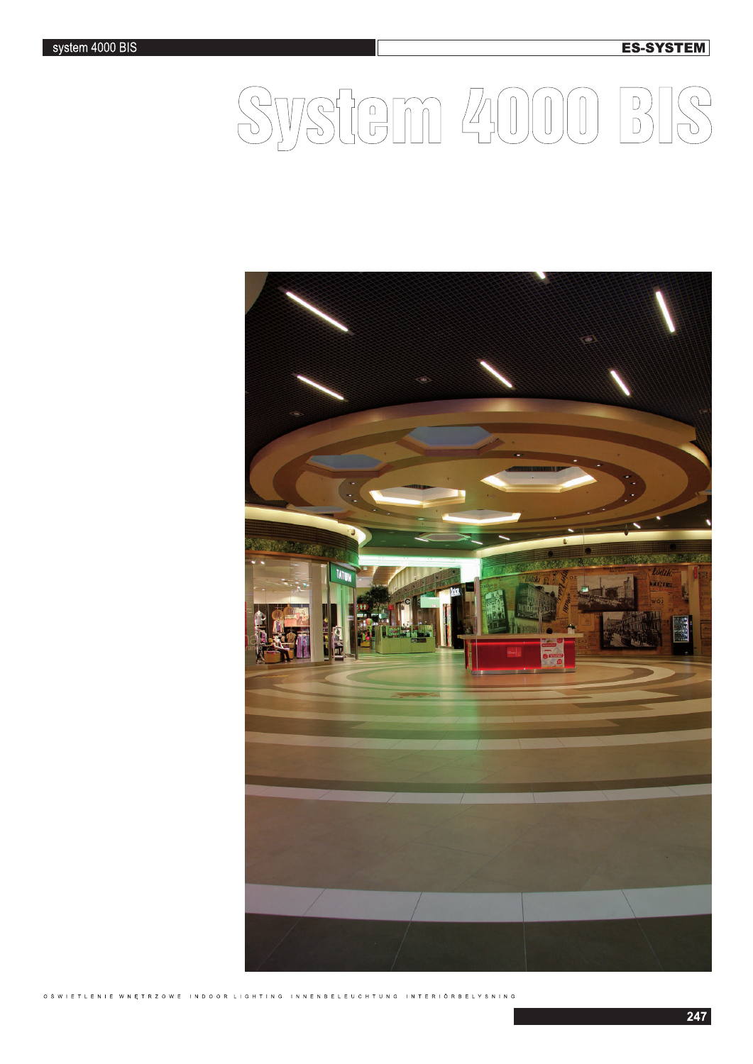# System 4000 BIS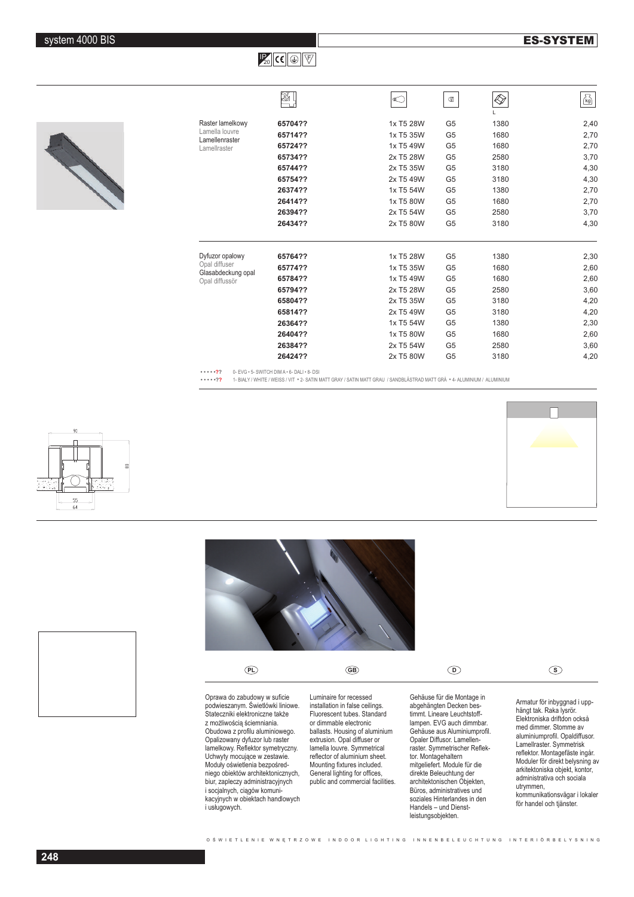system 4000 BIS

ES-SYSTEM

IP20

| | | | | | |
|---|---|---|---|---|---|
| Raster lamelkowy<br>Lamella louvre<br>Lamellenraster<br>Lamellraster | 65704?? | 1x T5 28W | G5 | 1380 | 2,40 |
| | 65714?? | 1x T5 35W | G5 | 1680 | 2,70 |
| | 65724?? | 1x T5 49W | G5 | 1680 | 2,70 |
| | 65734?? | 2x T5 28W | G5 | 2580 | 3,70 |
| | 65744?? | 2x T5 35W | G5 | 3180 | 4,30 |
| | 65754?? | 2x T5 49W | G5 | 3180 | 4,30 |
| | 26374?? | 1x T5 54W | G5 | 1380 | 2,70 |
| | 26414?? | 1x T5 80W | G5 | 1680 | 2,70 |
| | 26394?? | 2x T5 54W | G5 | 2580 | 3,70 |
| | 26434?? | 2x T5 80W | G5 | 3180 | 4,30 |
| Dyfuzor opalowy<br>Opal diffuser<br>Glasabdeckung opal<br>Opal diffussör | 65764?? | 1x T5 28W | G5 | 1380 | 2,30 |
| | 65774?? | 1x T5 35W | G5 | 1680 | 2,60 |
| | 65784?? | 1x T5 49W | G5 | 1680 | 2,60 |
| | 65794?? | 2x T5 28W | G5 | 2580 | 3,60 |
| | 65804?? | 2x T5 35W | G5 | 3180 | 4,20 |
| | 65814?? | 2x T5 49W | G5 | 3180 | 4,20 |
| | 26364?? | 1x T5 54W | G5 | 1380 | 2,30 |
| | 26404?? | 1x T5 80W | G5 | 1680 | 2,60 |
| | 26384?? | 2x T5 54W | G5 | 2580 | 3,60 |
| | 26424?? | 2x T5 80W | G5 | 3180 | 4,20 |

•••••?? 0- EVG • 5- SWITCH DIM A • 6- DALI • 8- DSI

•••••?? 1- BIAŁY / WHITE / WEISS / VIT • 2- SATIN MATT GRAY / SATIN MATT GRAU / SANDBLÄSTRAD MATT GRÅ • 4- ALUMINIUM / ALUMINIUM

90

80

55

64

PL

Oprawa do zabudowy w suficie podwieszanym. Świetlówki liniowe. Stateczniki elektroniczne także z możliwością ściemniania. Obudowa z profilu aluminiowego. Opalizowany dyfuzor lub raster lamelkowy. Reflektor symetryczny. Uchwyty mocujące w zestawie. Moduły oświetlenia bezpośredniego obiektów architektonicznych, biur, zapleczy administracyjnych i socjalnych, ciągów komunikacyjnych w obiektach handlowych i usługowych.

GB

Luminaire for recessed installation in false ceilings. Fluorescent tubes. Standard or dimmable electronic ballasts. Housing of aluminium extrusion. Opal diffuser or lamella louvre. Symmetrical reflector of aluminium sheet. Mounting fixtures included. General lighting for offices, public and commercial facilities.

D

Gehäuse für die Montage in abgehängten Decken bestimmt. Lineare Leuchtstofflampen. EVG auch dimmbar. Gehäuse aus Aluminiumprofil. Opaler Diffusor. Lamellenraster. Symmetrischer Reflektor. Montagehaltern mitgeliefert. Module für die direkte Beleuchtung der architektonischen Objekten, Büros, administratives und soziales Hinterlandes in den Handels – und Dienstleistungsobjekten.

S

Armatur för inbyggnad i upphängt tak. Raka lysrör. Elektroniska driftdon också med dimmer. Stomme av aluminiumprofil. Opaldiffusor. Lamellraster. Symmetrisk reflektor. Montagefäste ingår. Moduler för direkt belysning av arkitektoniska objekt, kontor, administrativa och sociala utrymmen, kommunikationsvägar i lokaler för handel och tjänster.

OŚWIETLENIE WNĘTRZOWE INDOOR LIGHTING INNENBELEUCHTUNG INTERIÖRBELYSNING